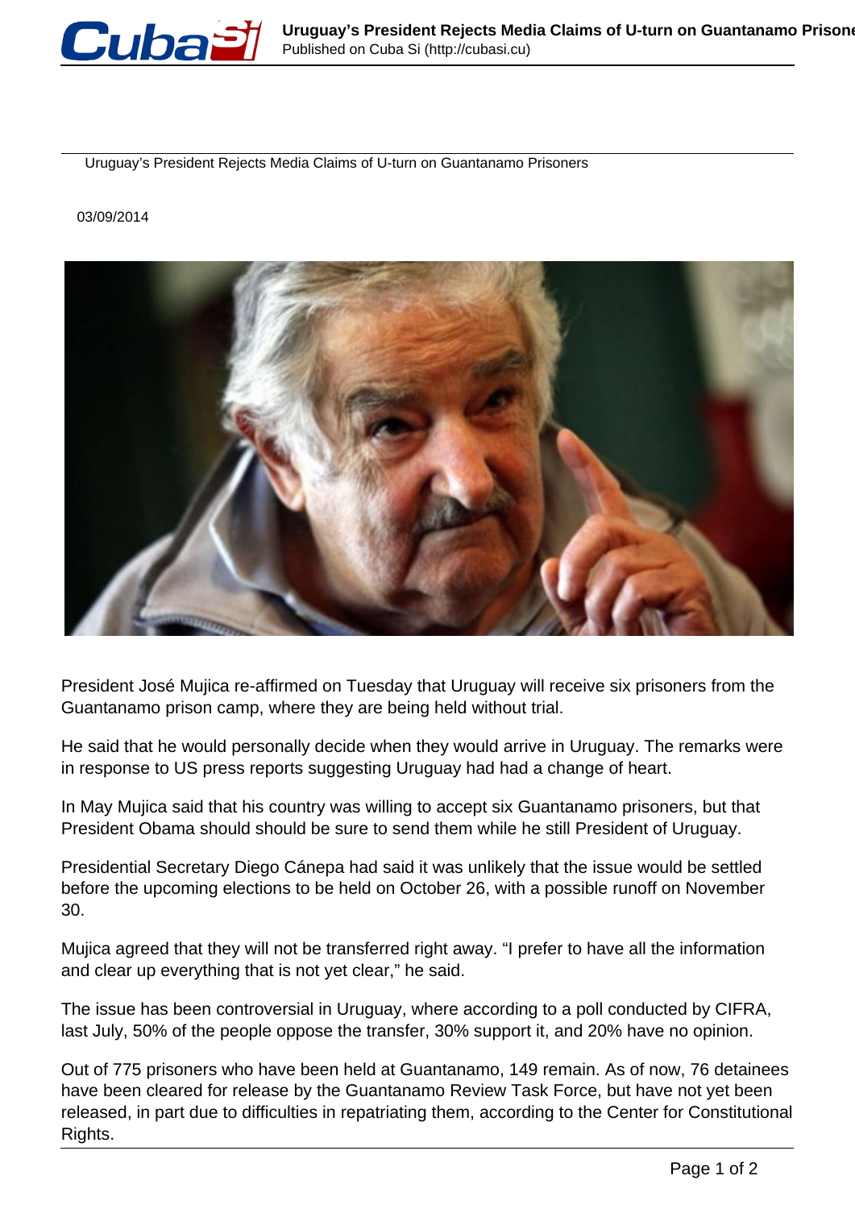# Uruguay's President Rejects Media Claims of U-turn on Guantanamo Prisoners

03/09/2014

President José Mujica re-affirmed on Tuesday that Uruguay will receive six prisoners from the Guantanamo prison camp, where they are being held without trial.

He said that he would personally decide when they would arrive in Uruguay. The remarks were in response to US press reports suggesting Uruguay had had a change of heart.

In May Mujica said that his country was willing to accept six Guantanamo prisoners, but that President Obama should should be sure to send them while he still President of Uruguay.

Presidential Secretary Diego Cánepa had said it was unlikely that the issue would be settled before the upcoming elections to be held on October 26, with a possible runoff on November 30.

Mujica agreed that they will not be transferred right away. "I prefer to have all the information and clear up everything that is not yet clear," he said.

The issue has been controversial in Uruguay, where according to a poll conducted by CIFRA, last July, 50% of the people oppose the transfer, 30% support it, and 20% have no opinion.

Out of 775 prisoners who have been held at Guantanamo, 149 remain. As of now, 76 detainees have been cleared for release by the Guantanamo Review Task Force, but have not yet been released, in part due to difficulties in repatriating them, according to the Center for Constitutional Rights.